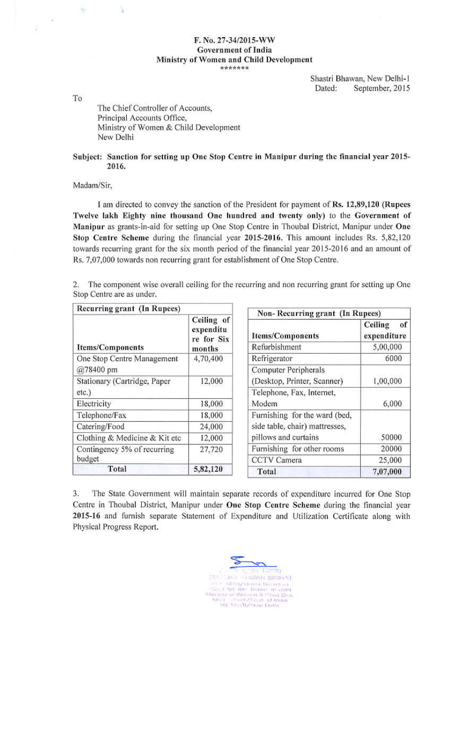**F. No. 27-34/2015-WW**
**Government of India**
**Ministry of Women and Child Development**
\*\*\*\*\*\*\*

Shastri Bhawan, New Delhi-1
Dated: September, 2015

To

The Chief Controller of Accounts,
Principal Accounts Office,
Ministry of Women & Child Development
New Delhi

**Subject: Sanction for setting up One Stop Centre in Manipur during the financial year 2015-2016.**

Madam/Sir,

I am directed to convey the sanction of the President for payment of **Rs. 12,89,120 (Rupees Twelve lakh Eighty nine thousand One hundred and twenty only)** to the **Government of Manipur** as grants-in-aid for setting up One Stop Centre in Thoubal District, Manipur under **One Stop Centre Scheme** during the financial year **2015-2016.** This amount includes Rs. 5,82,120 towards recurring grant for the six month period of the financial year 2015-2016 and an amount of Rs. 7,07,000 towards non recurring grant for establishment of One Stop Centre.

2. The component wise overall ceiling for the recurring and non recurring grant for setting up One Stop Centre are as under.

| Recurring grant (In Rupees) | |
|---|---|
| **Items/Components** | **Ceiling of expenditure for Six months** |
| One Stop Centre Management @78400 pm | 4,70,400 |
| Stationary (Cartridge, Paper etc.) | 12,000 |
| Electricity | 18,000 |
| Telephone/Fax | 18,000 |
| Catering/Food | 24,000 |
| Clothing & Medicine & Kit etc | 12,000 |
| Contingency 5% of recurring budget | 27,720 |
| **Total** | **5,82,120** |

| Non- Recurring grant (In Rupees) | |
|---|---|
| **Items/Components** | **Ceiling of expenditure** |
| Refurbishment | 5,00,000 |
| Refrigerator | 6000 |
| Computer Peripherals (Desktop, Printer, Scanner) | 1,00,000 |
| Telephone, Fax, Internet, Modem | 6,000 |
| Furnishing for the ward (bed, side table, chair) mattresses, pillows and curtains | 50000 |
| Furnishing for other rooms | 20000 |
| CCTV Camera | 25,000 |
| **Total** | **7,07,000** |

3. The State Government will maintain separate records of expenditure incurred for One Stop Centre in Thoubal District, Manipur under **One Stop Centre Scheme** during the financial year **2015-16** and furnish separate Statement of Expenditure and Utilization Certificate along with Physical Progress Report.

(SANJAY KUMAR SINHA)
Under Secretary
Ministry of Women & Child Dev.
Govt. of India
New Delhi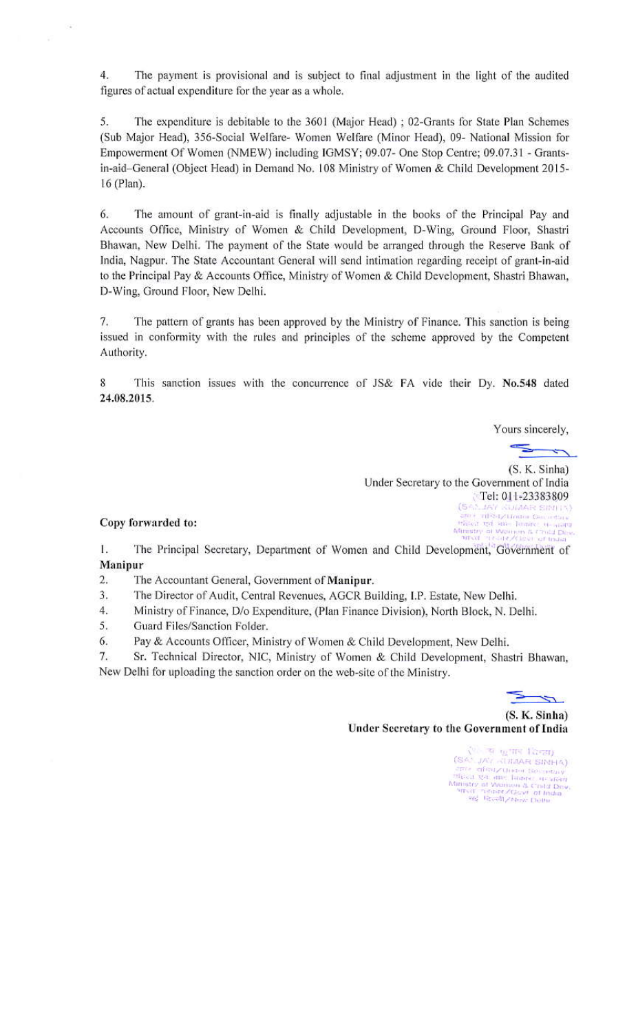4. The payment is provisional and is subject to final adjustment in the light of the audited figures of actual expenditure for the year as a whole.

5. The expenditure is debitable to the 3601 (Major Head) ; 02-Grants for State Plan Schemes (Sub Major Head), 356-Social Welfare- Women Welfare (Minor Head), 09- National Mission for Empowerment Of Women (NMEW) including IGMSY; 09.07- One Stop Centre; 09.07.31 - Grants-in-aid–General (Object Head) in Demand No. 108 Ministry of Women & Child Development 2015-16 (Plan).

6. The amount of grant-in-aid is finally adjustable in the books of the Principal Pay and Accounts Office, Ministry of Women & Child Development, D-Wing, Ground Floor, Shastri Bhawan, New Delhi. The payment of the State would be arranged through the Reserve Bank of India, Nagpur. The State Accountant General will send intimation regarding receipt of grant-in-aid to the Principal Pay & Accounts Office, Ministry of Women & Child Development, Shastri Bhawan, D-Wing, Ground Floor, New Delhi.

7. The pattern of grants has been approved by the Ministry of Finance. This sanction is being issued in conformity with the rules and principles of the scheme approved by the Competent Authority.

8 This sanction issues with the concurrence of JS& FA vide their Dy. **No.548** dated **24.08.2015**.

Yours sincerely,

(S. K. Sinha)
Under Secretary to the Government of India
Tel: 011-23383809

**Copy forwarded to:**

1. The Principal Secretary, Department of Women and Child Development, Government of **Manipur**
2. The Accountant General, Government of **Manipur**.
3. The Director of Audit, Central Revenues, AGCR Building, I.P. Estate, New Delhi.
4. Ministry of Finance, D/o Expenditure, (Plan Finance Division), North Block, N. Delhi.
5. Guard Files/Sanction Folder.
6. Pay & Accounts Officer, Ministry of Women & Child Development, New Delhi.
7. Sr. Technical Director, NIC, Ministry of Women & Child Development, Shastri Bhawan, New Delhi for uploading the sanction order on the web-site of the Ministry.

**(S. K. Sinha)**
**Under Secretary to the Government of India**